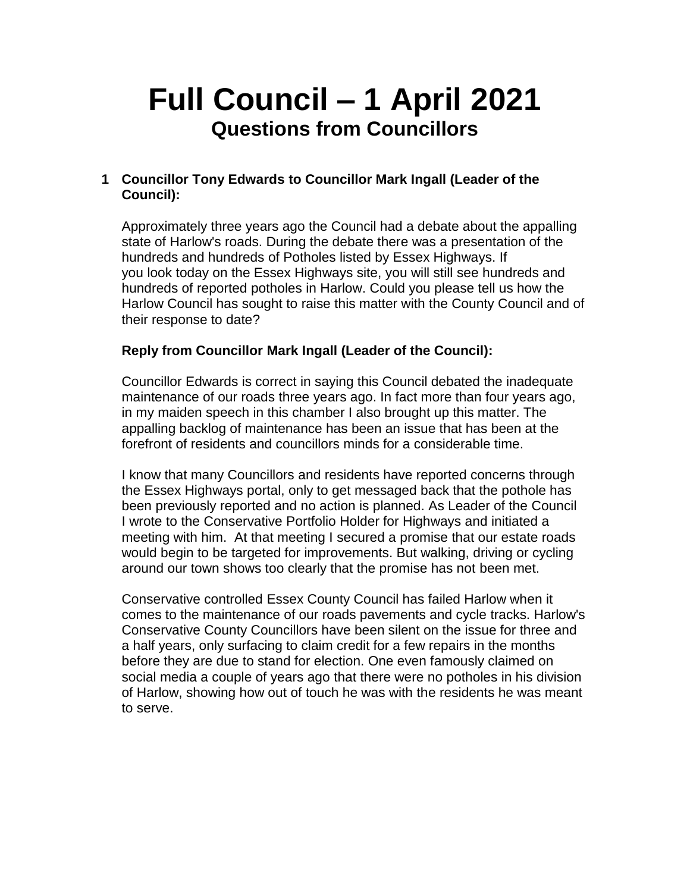# Full Council – 1 April 2021

## Questions from Councillors

**1 Councillor Tony Edwards to Councillor Mark Ingall (Leader of the Council):**

Approximately three years ago the Council had a debate about the appalling state of Harlow's roads. During the debate there was a presentation of the hundreds and hundreds of Potholes listed by Essex Highways. If you look today on the Essex Highways site, you will still see hundreds and hundreds of reported potholes in Harlow. Could you please tell us how the Harlow Council has sought to raise this matter with the County Council and of their response to date?

**Reply from Councillor Mark Ingall (Leader of the Council):**

Councillor Edwards is correct in saying this Council debated the inadequate maintenance of our roads three years ago. In fact more than four years ago, in my maiden speech in this chamber I also brought up this matter. The appalling backlog of maintenance has been an issue that has been at the forefront of residents and councillors minds for a considerable time.

I know that many Councillors and residents have reported concerns through the Essex Highways portal, only to get messaged back that the pothole has been previously reported and no action is planned. As Leader of the Council I wrote to the Conservative Portfolio Holder for Highways and initiated a meeting with him. At that meeting I secured a promise that our estate roads would begin to be targeted for improvements. But walking, driving or cycling around our town shows too clearly that the promise has not been met.

Conservative controlled Essex County Council has failed Harlow when it comes to the maintenance of our roads pavements and cycle tracks. Harlow's Conservative County Councillors have been silent on the issue for three and a half years, only surfacing to claim credit for a few repairs in the months before they are due to stand for election. One even famously claimed on social media a couple of years ago that there were no potholes in his division of Harlow, showing how out of touch he was with the residents he was meant to serve.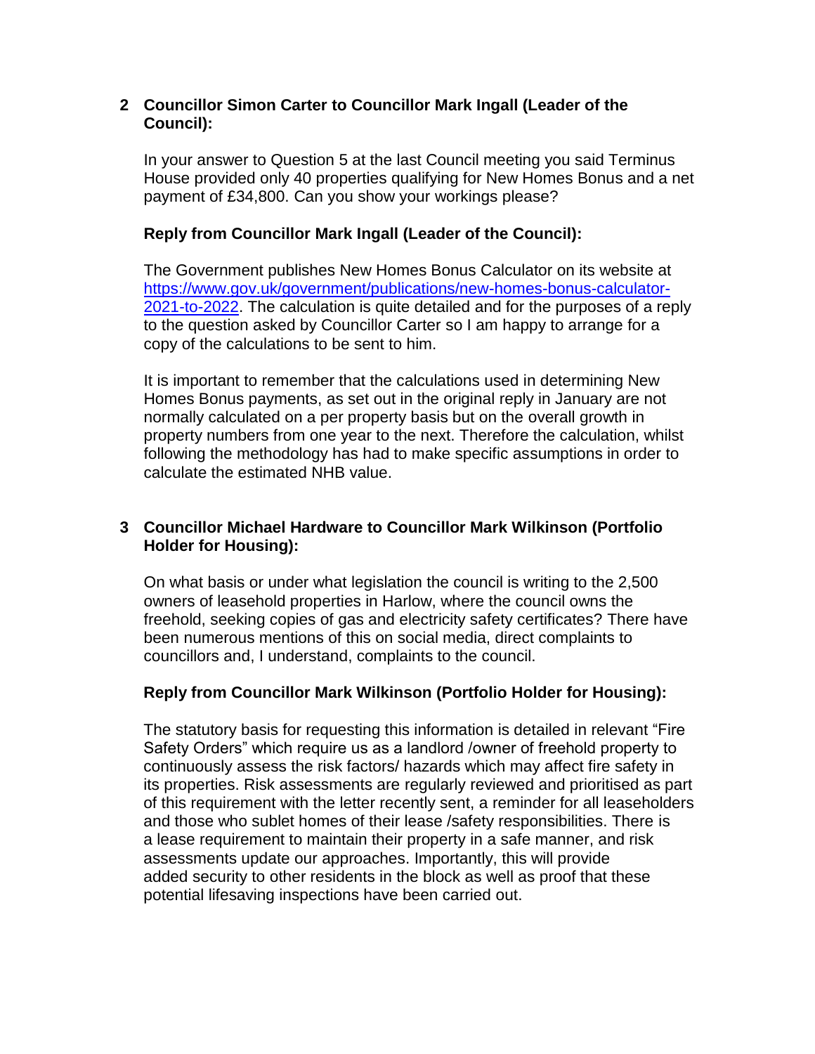**2 Councillor Simon Carter to Councillor Mark Ingall (Leader of the Council):**

In your answer to Question 5 at the last Council meeting you said Terminus House provided only 40 properties qualifying for New Homes Bonus and a net payment of £34,800. Can you show your workings please?

**Reply from Councillor Mark Ingall (Leader of the Council):**

The Government publishes New Homes Bonus Calculator on its website at https://www.gov.uk/government/publications/new-homes-bonus-calculator-2021-to-2022. The calculation is quite detailed and for the purposes of a reply to the question asked by Councillor Carter so I am happy to arrange for a copy of the calculations to be sent to him.

It is important to remember that the calculations used in determining New Homes Bonus payments, as set out in the original reply in January are not normally calculated on a per property basis but on the overall growth in property numbers from one year to the next. Therefore the calculation, whilst following the methodology has had to make specific assumptions in order to calculate the estimated NHB value.

**3 Councillor Michael Hardware to Councillor Mark Wilkinson (Portfolio Holder for Housing):**

On what basis or under what legislation the council is writing to the 2,500 owners of leasehold properties in Harlow, where the council owns the freehold, seeking copies of gas and electricity safety certificates? There have been numerous mentions of this on social media, direct complaints to councillors and, I understand, complaints to the council.

**Reply from Councillor Mark Wilkinson (Portfolio Holder for Housing):**

The statutory basis for requesting this information is detailed in relevant "Fire Safety Orders" which require us as a landlord /owner of freehold property to continuously assess the risk factors/ hazards which may affect fire safety in its properties. Risk assessments are regularly reviewed and prioritised as part of this requirement with the letter recently sent, a reminder for all leaseholders and those who sublet homes of their lease /safety responsibilities. There is a lease requirement to maintain their property in a safe manner, and risk assessments update our approaches. Importantly, this will provide added security to other residents in the block as well as proof that these potential lifesaving inspections have been carried out.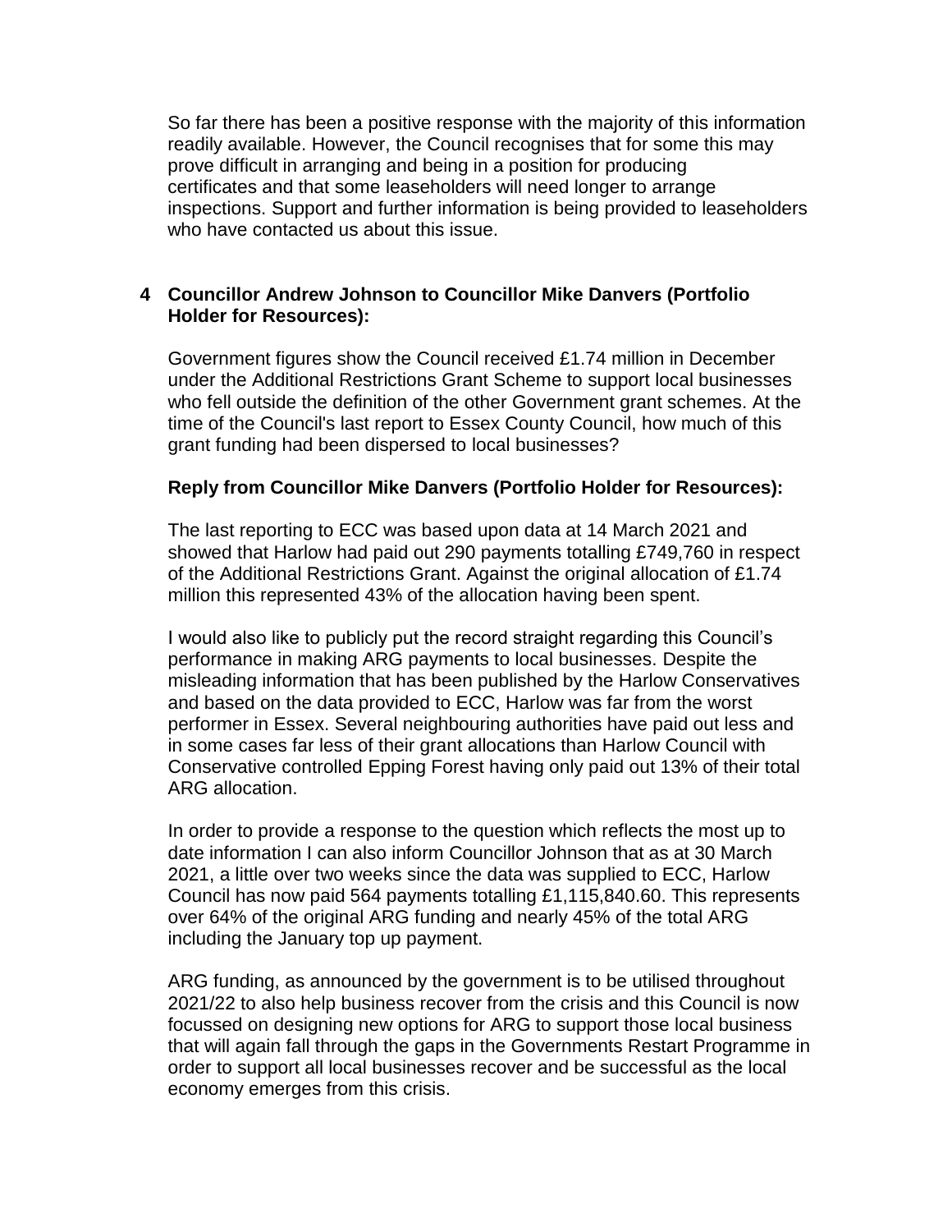So far there has been a positive response with the majority of this information readily available. However, the Council recognises that for some this may prove difficult in arranging and being in a position for producing certificates and that some leaseholders will need longer to arrange inspections. Support and further information is being provided to leaseholders who have contacted us about this issue.

## 4 Councillor Andrew Johnson to Councillor Mike Danvers (Portfolio Holder for Resources):

Government figures show the Council received £1.74 million in December under the Additional Restrictions Grant Scheme to support local businesses who fell outside the definition of the other Government grant schemes. At the time of the Council's last report to Essex County Council, how much of this grant funding had been dispersed to local businesses?

**Reply from Councillor Mike Danvers (Portfolio Holder for Resources):**

The last reporting to ECC was based upon data at 14 March 2021 and showed that Harlow had paid out 290 payments totalling £749,760 in respect of the Additional Restrictions Grant. Against the original allocation of £1.74 million this represented 43% of the allocation having been spent.

I would also like to publicly put the record straight regarding this Council's performance in making ARG payments to local businesses. Despite the misleading information that has been published by the Harlow Conservatives and based on the data provided to ECC, Harlow was far from the worst performer in Essex. Several neighbouring authorities have paid out less and in some cases far less of their grant allocations than Harlow Council with Conservative controlled Epping Forest having only paid out 13% of their total ARG allocation.

In order to provide a response to the question which reflects the most up to date information I can also inform Councillor Johnson that as at 30 March 2021, a little over two weeks since the data was supplied to ECC, Harlow Council has now paid 564 payments totalling £1,115,840.60. This represents over 64% of the original ARG funding and nearly 45% of the total ARG including the January top up payment.

ARG funding, as announced by the government is to be utilised throughout 2021/22 to also help business recover from the crisis and this Council is now focussed on designing new options for ARG to support those local business that will again fall through the gaps in the Governments Restart Programme in order to support all local businesses recover and be successful as the local economy emerges from this crisis.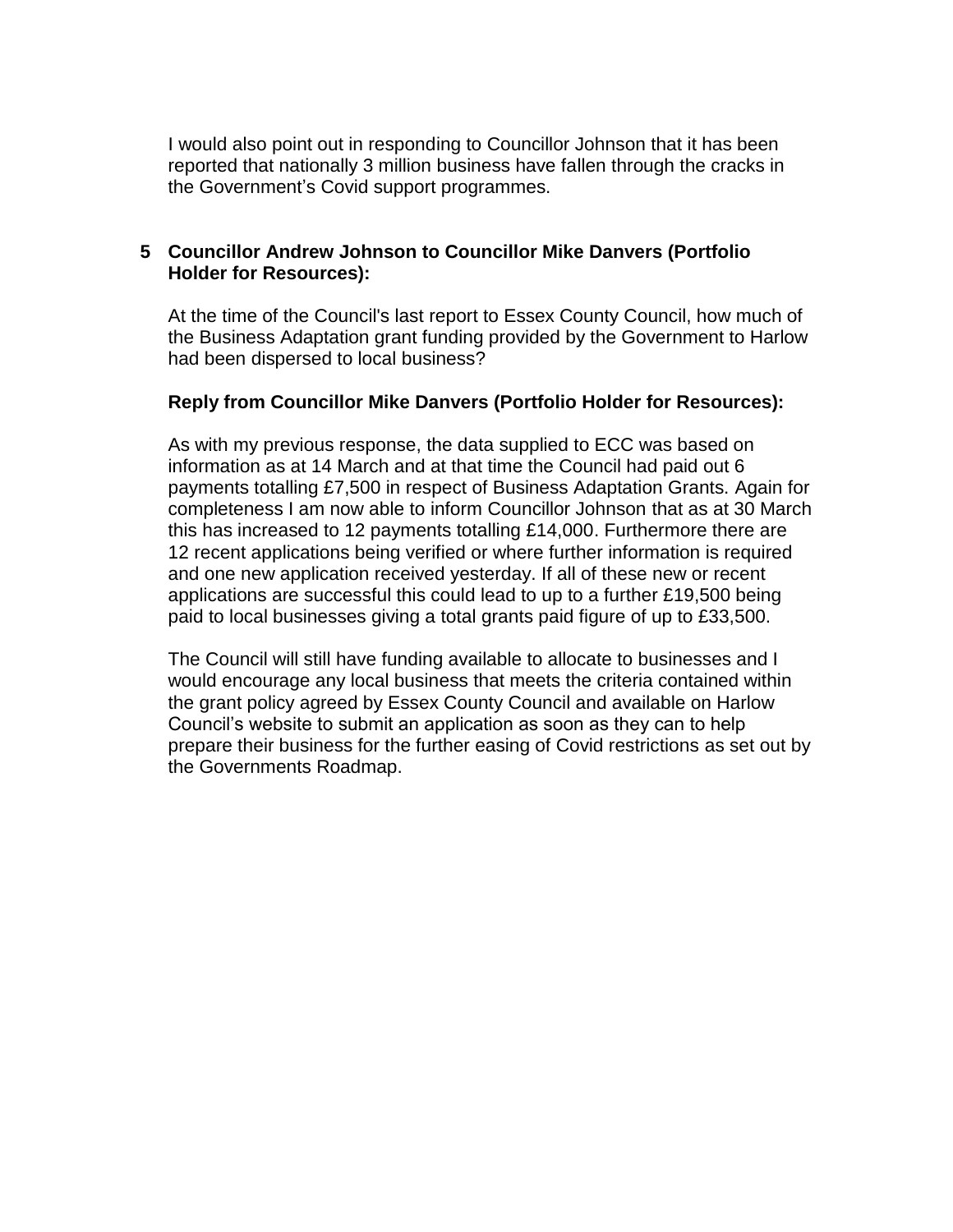I would also point out in responding to Councillor Johnson that it has been reported that nationally 3 million business have fallen through the cracks in the Government's Covid support programmes.

**5 Councillor Andrew Johnson to Councillor Mike Danvers (Portfolio Holder for Resources):**

At the time of the Council's last report to Essex County Council, how much of the Business Adaptation grant funding provided by the Government to Harlow had been dispersed to local business?

**Reply from Councillor Mike Danvers (Portfolio Holder for Resources):**

As with my previous response, the data supplied to ECC was based on information as at 14 March and at that time the Council had paid out 6 payments totalling £7,500 in respect of Business Adaptation Grants. Again for completeness I am now able to inform Councillor Johnson that as at 30 March this has increased to 12 payments totalling £14,000. Furthermore there are 12 recent applications being verified or where further information is required and one new application received yesterday. If all of these new or recent applications are successful this could lead to up to a further £19,500 being paid to local businesses giving a total grants paid figure of up to £33,500.

The Council will still have funding available to allocate to businesses and I would encourage any local business that meets the criteria contained within the grant policy agreed by Essex County Council and available on Harlow Council's website to submit an application as soon as they can to help prepare their business for the further easing of Covid restrictions as set out by the Governments Roadmap.